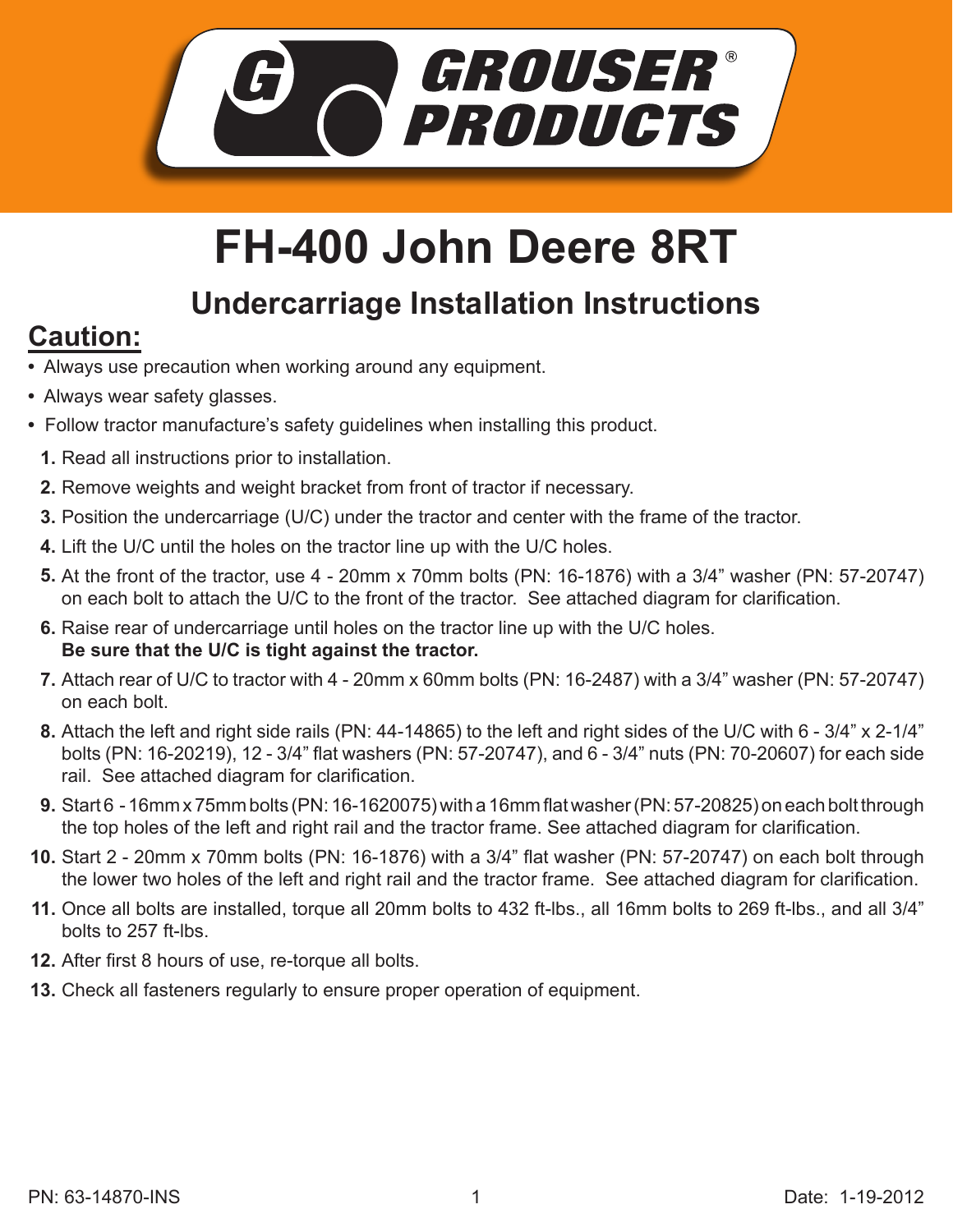GROUSER® PRODUCTS

# FH-400 John Deere 8RT

## Undercarriage Installation Instructions

### Caution:

- Always use precaution when working around any equipment.
- Always wear safety glasses.
- Follow tractor manufacture's safety guidelines when installing this product.

1. Read all instructions prior to installation.
2. Remove weights and weight bracket from front of tractor if necessary.
3. Position the undercarriage (U/C) under the tractor and center with the frame of the tractor.
4. Lift the U/C until the holes on the tractor line up with the U/C holes.
5. At the front of the tractor, use 4 - 20mm x 70mm bolts (PN: 16-1876) with a 3/4" washer (PN: 57-20747) on each bolt to attach the U/C to the front of the tractor. See attached diagram for clarification.
6. Raise rear of undercarriage until holes on the tractor line up with the U/C holes.
   **Be sure that the U/C is tight against the tractor.**
7. Attach rear of U/C to tractor with 4 - 20mm x 60mm bolts (PN: 16-2487) with a 3/4" washer (PN: 57-20747) on each bolt.
8. Attach the left and right side rails (PN: 44-14865) to the left and right sides of the U/C with 6 - 3/4" x 2-1/4" bolts (PN: 16-20219), 12 - 3/4" flat washers (PN: 57-20747), and 6 - 3/4" nuts (PN: 70-20607) for each side rail. See attached diagram for clarification.
9. Start 6 - 16mm x 75mm bolts (PN: 16-1620075) with a 16mm flat washer (PN: 57-20825) on each bolt through the top holes of the left and right rail and the tractor frame. See attached diagram for clarification.
10. Start 2 - 20mm x 70mm bolts (PN: 16-1876) with a 3/4" flat washer (PN: 57-20747) on each bolt through the lower two holes of the left and right rail and the tractor frame. See attached diagram for clarification.
11. Once all bolts are installed, torque all 20mm bolts to 432 ft-lbs., all 16mm bolts to 269 ft-lbs., and all 3/4" bolts to 257 ft-lbs.
12. After first 8 hours of use, re-torque all bolts.
13. Check all fasteners regularly to ensure proper operation of equipment.

PN: 63-14870-INS

Date: 1-19-2012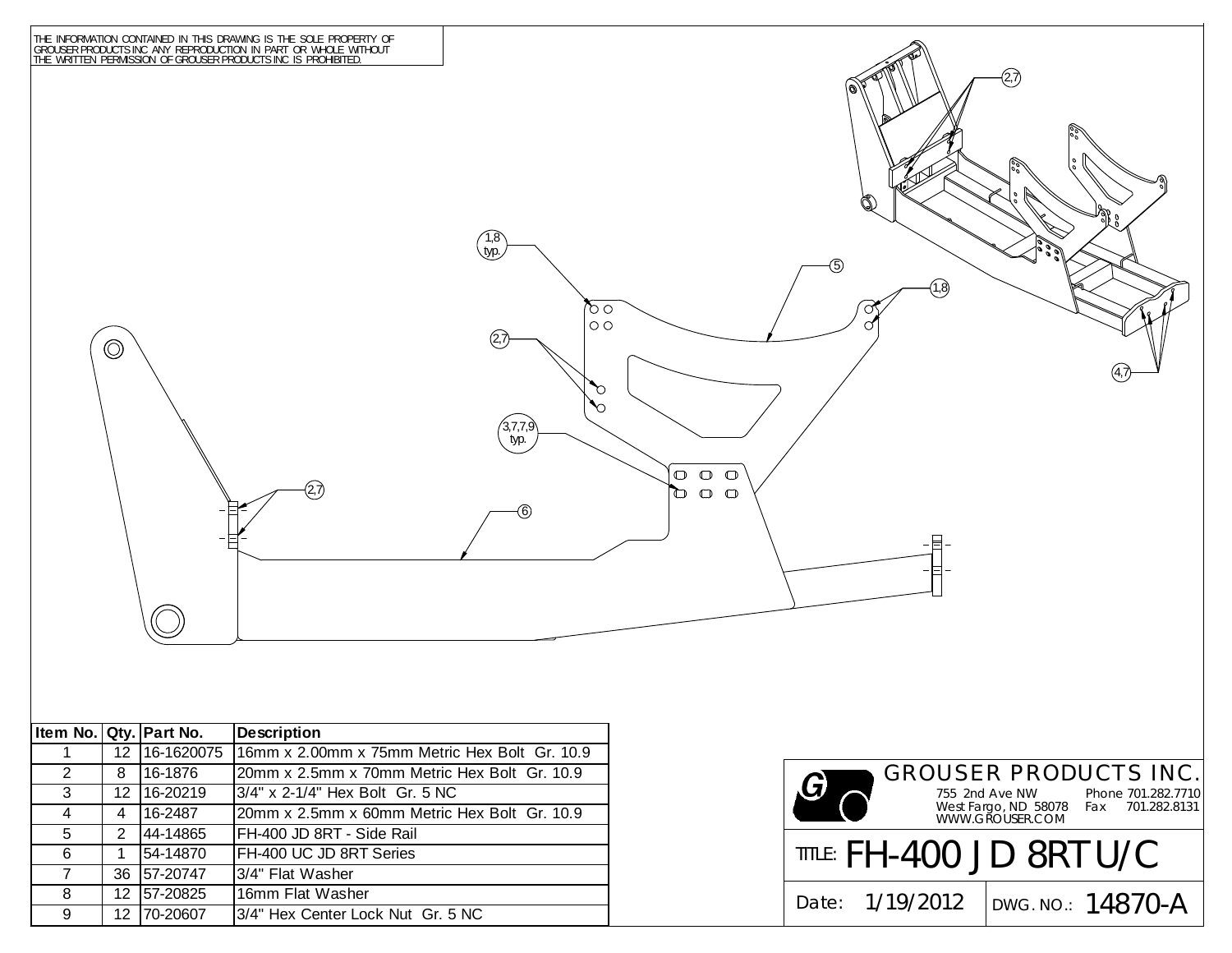THE INFORMATION CONTAINED IN THIS DRAWING IS THE SOLE PROPERTY OF GROUSER PRODUCTS INC ANY REPRODUCTION IN PART OR WHOLE WITHOUT THE WRITTEN PERMISSION OF GROUSER PRODUCTS INC IS PROHIBITED.

2,7

1,8 typ.

5

1,8

2,7

4,7

3,7,7,9 typ.

2,7

6

| Item No. | Qty. | Part No. | Description |
|---|---|---|---|
| 1 | 12 | 16-1620075 | 16mm x 2.00mm x 75mm Metric Hex Bolt Gr. 10.9 |
| 2 | 8 | 16-1876 | 20mm x 2.5mm x 70mm Metric Hex Bolt Gr. 10.9 |
| 3 | 12 | 16-20219 | 3/4" x 2-1/4" Hex Bolt Gr. 5 NC |
| 4 | 4 | 16-2487 | 20mm x 2.5mm x 60mm Metric Hex Bolt Gr. 10.9 |
| 5 | 2 | 44-14865 | FH-400 JD 8RT - Side Rail |
| 6 | 1 | 54-14870 | FH-400 UC JD 8RT Series |
| 7 | 36 | 57-20747 | 3/4" Flat Washer |
| 8 | 12 | 57-20825 | 16mm Flat Washer |
| 9 | 12 | 70-20607 | 3/4" Hex Center Lock Nut Gr. 5 NC |

GROUSER PRODUCTS INC.
755 2nd Ave NW
West Fargo, ND 58078
WWW.GROUSER.COM
Phone 701.282.7710
Fax 701.282.8131

TITLE: FH-400 JD 8RT U/C

Date: 1/19/2012

DWG. NO.: 14870-A